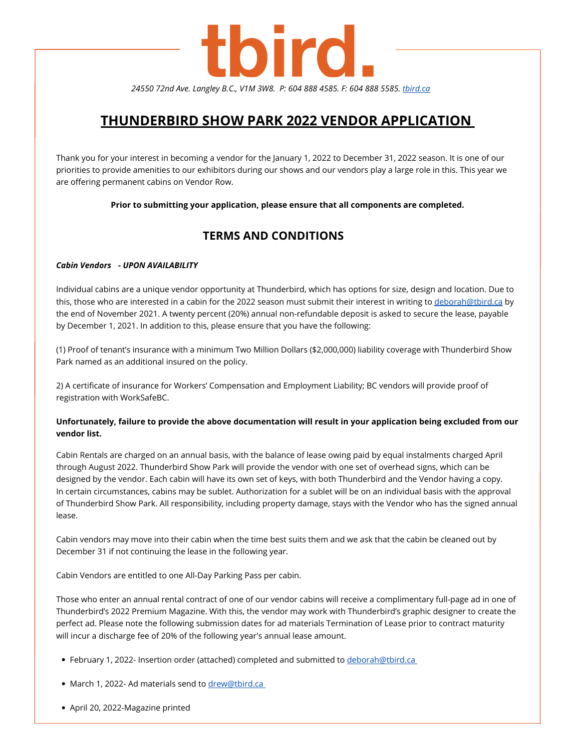# tbird.

*24550 72nd Ave. Langley B.C., V1M 3W8. P: 604 888 4585. F: 604 888 5585. tbird.ca*

## THUNDERBIRD SHOW PARK 2022 VENDOR APPLICATION

Thank you for your interest in becoming a vendor for the January 1, 2022 to December 31, 2022 season. It is one of our priorities to provide amenities to our exhibitors during our shows and our vendors play a large role in this. This year we are offering permanent cabins on Vendor Row.

**Prior to submitting your application, please ensure that all components are completed.**

## TERMS AND CONDITIONS

***Cabin Vendors - UPON AVAILABILITY***

Individual cabins are a unique vendor opportunity at Thunderbird, which has options for size, design and location. Due to this, those who are interested in a cabin for the 2022 season must submit their interest in writing to deborah@tbird.ca by the end of November 2021. A twenty percent (20%) annual non-refundable deposit is asked to secure the lease, payable by December 1, 2021. In addition to this, please ensure that you have the following:

(1) Proof of tenant's insurance with a minimum Two Million Dollars ($2,000,000) liability coverage with Thunderbird Show Park named as an additional insured on the policy.

2) A certificate of insurance for Workers' Compensation and Employment Liability; BC vendors will provide proof of registration with WorkSafeBC.

**Unfortunately, failure to provide the above documentation will result in your application being excluded from our vendor list.**

Cabin Rentals are charged on an annual basis, with the balance of lease owing paid by equal instalments charged April through August 2022. Thunderbird Show Park will provide the vendor with one set of overhead signs, which can be designed by the vendor. Each cabin will have its own set of keys, with both Thunderbird and the Vendor having a copy. In certain circumstances, cabins may be sublet. Authorization for a sublet will be on an individual basis with the approval of Thunderbird Show Park. All responsibility, including property damage, stays with the Vendor who has the signed annual lease.

Cabin vendors may move into their cabin when the time best suits them and we ask that the cabin be cleaned out by December 31 if not continuing the lease in the following year.

Cabin Vendors are entitled to one All-Day Parking Pass per cabin.

Those who enter an annual rental contract of one of our vendor cabins will receive a complimentary full-page ad in one of Thunderbird's 2022 Premium Magazine. With this, the vendor may work with Thunderbird's graphic designer to create the perfect ad. Please note the following submission dates for ad materials Termination of Lease prior to contract maturity will incur a discharge fee of 20% of the following year's annual lease amount.

- February 1, 2022- Insertion order (attached) completed and submitted to deborah@tbird.ca
- March 1, 2022- Ad materials send to drew@tbird.ca
- April 20, 2022-Magazine printed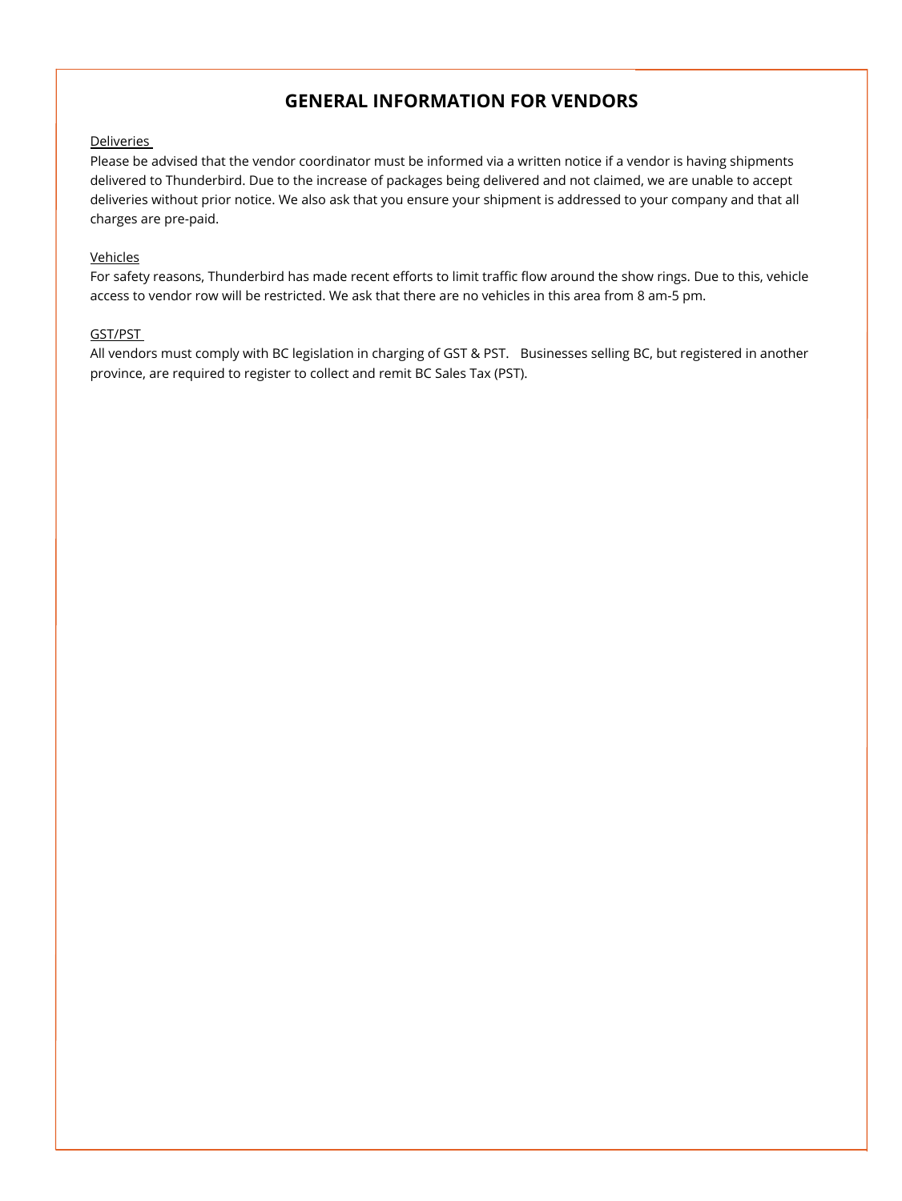# GENERAL INFORMATION FOR VENDORS

<u>Deliveries</u>

Please be advised that the vendor coordinator must be informed via a written notice if a vendor is having shipments delivered to Thunderbird. Due to the increase of packages being delivered and not claimed, we are unable to accept deliveries without prior notice. We also ask that you ensure your shipment is addressed to your company and that all charges are pre-paid.

<u>Vehicles</u>

For safety reasons, Thunderbird has made recent efforts to limit traffic flow around the show rings. Due to this, vehicle access to vendor row will be restricted. We ask that there are no vehicles in this area from 8 am-5 pm.

<u>GST/PST</u>

All vendors must comply with BC legislation in charging of GST & PST. Businesses selling BC, but registered in another province, are required to register to collect and remit BC Sales Tax (PST).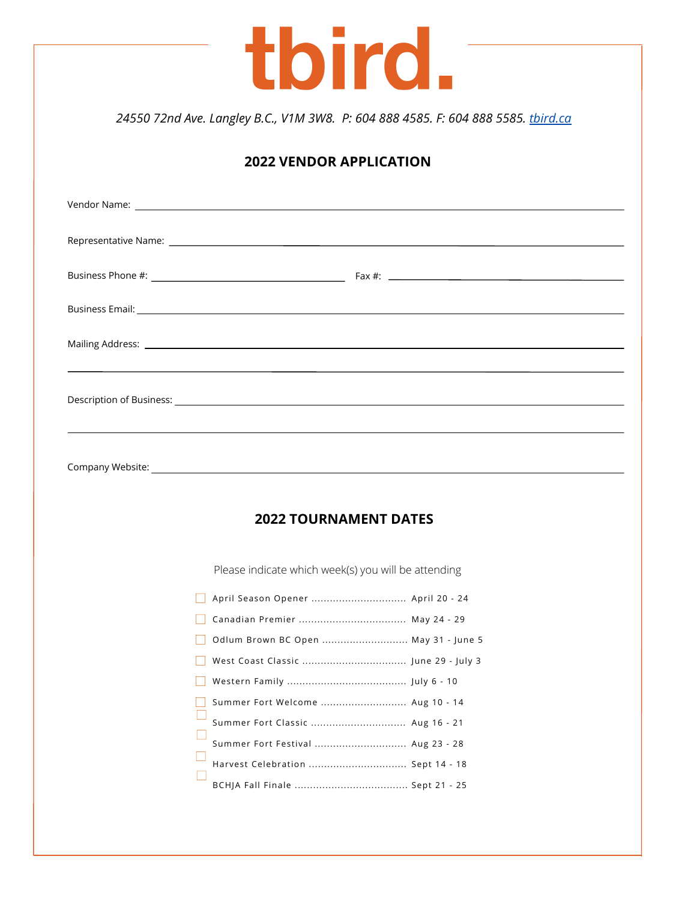# tbird.

*24550 72nd Ave. Langley B.C., V1M 3W8. P: 604 888 4585. F: 604 888 5585. [tbird.ca](tbird.ca)*

## 2022 VENDOR APPLICATION

Vendor Name: ______________________________________________

Representative Name: ______________________________________________

Business Phone #: ______________________ Fax #: ______________________

Business Email: ______________________________________________

Mailing Address: ______________________________________________

______________________________________________

Description of Business: ______________________________________________

______________________________________________

Company Website: ______________________________________________

## 2022 TOURNAMENT DATES

Please indicate which week(s) you will be attending

- ☐ April Season Opener .............................. April 20 - 24
- ☐ Canadian Premier .................................. May 24 - 29
- ☐ Odlum Brown BC Open ........................... May 31 - June 5
- ☐ West Coast Classic ................................. June 29 - July 3
- ☐ Western Family ...................................... July 6 - 10
- ☐ Summer Fort Welcome ........................... Aug 10 - 14
- ☐ Summer Fort Classic .............................. Aug 16 - 21
- ☐ Summer Fort Festival ............................. Aug 23 - 28
- ☐ Harvest Celebration ............................... Sept 14 - 18
- ☐ BCHJA Fall Finale .................................... Sept 21 - 25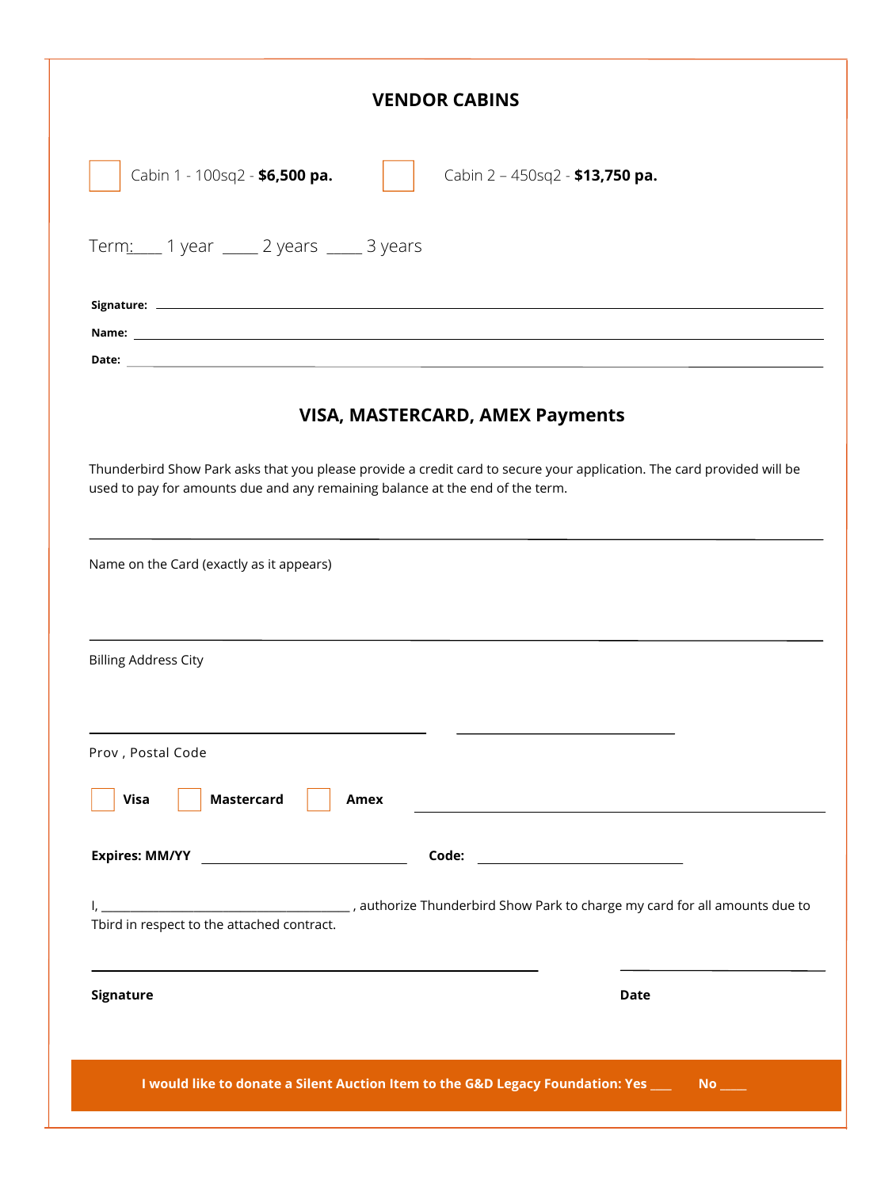## VENDOR CABINS

☐ Cabin 1 - 100sq2 - **$6,500 pa.** ☐ Cabin 2 – 450sq2 - **$13,750 pa.**

Term:____ 1 year _____ 2 years _____ 3 years

**Signature:** ______________________________

**Name:** ______________________________

**Date:** ______________________________

## VISA, MASTERCARD, AMEX Payments

Thunderbird Show Park asks that you please provide a credit card to secure your application. The card provided will be used to pay for amounts due and any remaining balance at the end of the term.

______________________________

Name on the Card (exactly as it appears)

______________________________

Billing Address City

______________________________ ______________________________

Prov , Postal Code

☐ **Visa** ☐ **Mastercard** ☐ **Amex** ______________________________

**Expires: MM/YY** ______________________________ **Code:** ______________________________

I, ______________________________ , authorize Thunderbird Show Park to charge my card for all amounts due to Tbird in respect to the attached contract.

______________________________ ______________________________

**Signature** **Date**

**I would like to donate a Silent Auction Item to the G&D Legacy Foundation: Yes ___ No ____**